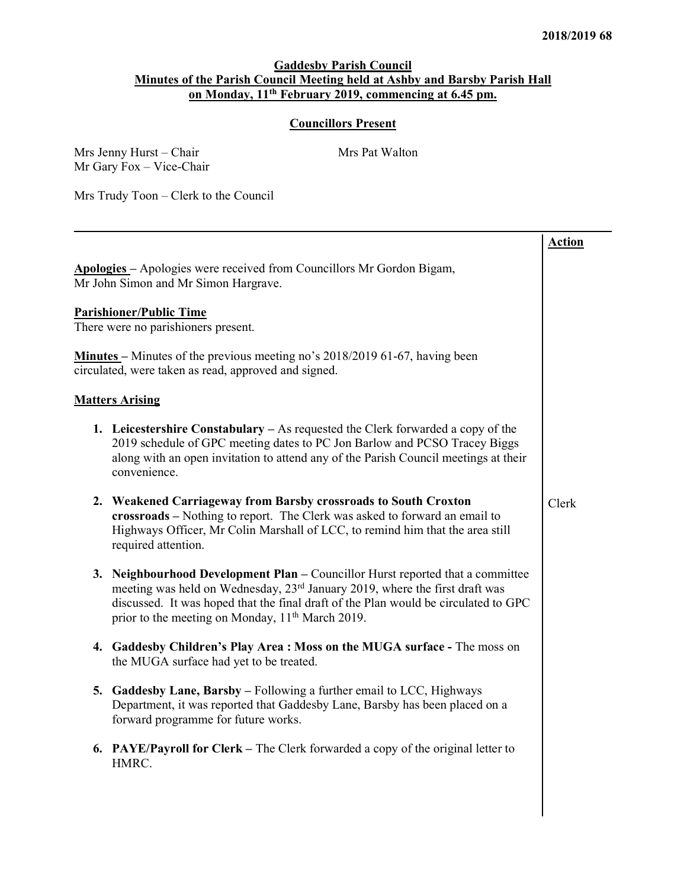**Gaddesby Parish Council**
**Minutes of the Parish Council Meeting held at Ashby and Barsby Parish Hall**
**on Monday, 11th February 2019, commencing at 6.45 pm.**

**Councillors Present**

Mrs Jenny Hurst – Chair
Mr Gary Fox – Vice-Chair
Mrs Pat Walton

Mrs Trudy Toon – Clerk to the Council

---

| | Action |
|---|---|
| **Apologies –** Apologies were received from Councillors Mr Gordon Bigam, Mr John Simon and Mr Simon Hargrave. | |
| **Parishioner/Public Time**<br>There were no parishioners present. | |
| **Minutes –** Minutes of the previous meeting no's 2018/2019 61-67, having been circulated, were taken as read, approved and signed. | |
| **Matters Arising** | |
| 1. **Leicestershire Constabulary –** As requested the Clerk forwarded a copy of the 2019 schedule of GPC meeting dates to PC Jon Barlow and PCSO Tracey Biggs along with an open invitation to attend any of the Parish Council meetings at their convenience. | |
| 2. **Weakened Carriageway from Barsby crossroads to South Croxton crossroads –** Nothing to report. The Clerk was asked to forward an email to Highways Officer, Mr Colin Marshall of LCC, to remind him that the area still required attention. | Clerk |
| 3. **Neighbourhood Development Plan –** Councillor Hurst reported that a committee meeting was held on Wednesday, 23rd January 2019, where the first draft was discussed. It was hoped that the final draft of the Plan would be circulated to GPC prior to the meeting on Monday, 11th March 2019. | |
| 4. **Gaddesby Children's Play Area : Moss on the MUGA surface -** The moss on the MUGA surface had yet to be treated. | |
| 5. **Gaddesby Lane, Barsby –** Following a further email to LCC, Highways Department, it was reported that Gaddesby Lane, Barsby has been placed on a forward programme for future works. | |
| 6. **PAYE/Payroll for Clerk –** The Clerk forwarded a copy of the original letter to HMRC. | |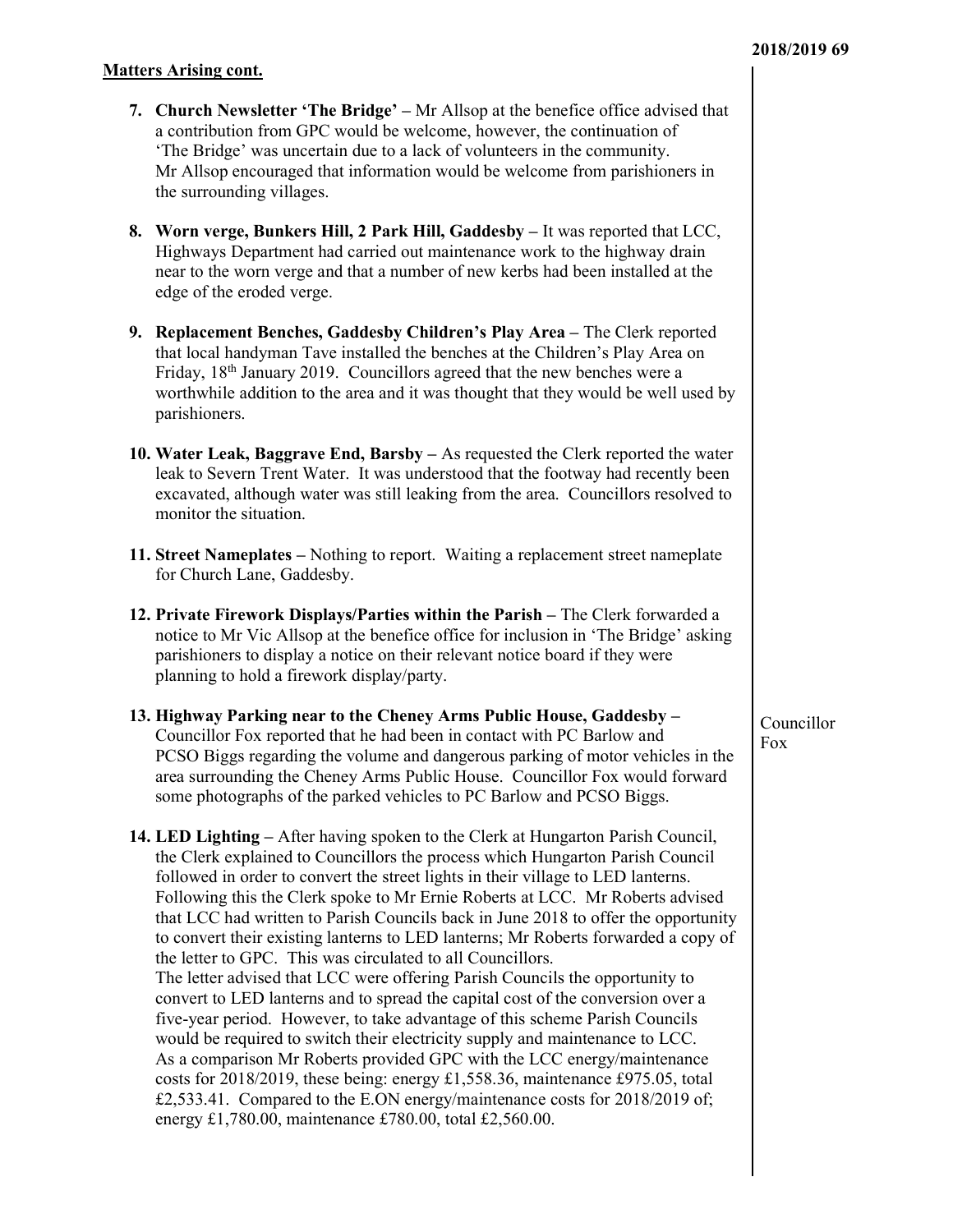**Matters Arising cont.**

7. **Church Newsletter 'The Bridge' –** Mr Allsop at the benefice office advised that a contribution from GPC would be welcome, however, the continuation of 'The Bridge' was uncertain due to a lack of volunteers in the community. Mr Allsop encouraged that information would be welcome from parishioners in the surrounding villages.

8. **Worn verge, Bunkers Hill, 2 Park Hill, Gaddesby –** It was reported that LCC, Highways Department had carried out maintenance work to the highway drain near to the worn verge and that a number of new kerbs had been installed at the edge of the eroded verge.

9. **Replacement Benches, Gaddesby Children's Play Area –** The Clerk reported that local handyman Tave installed the benches at the Children's Play Area on Friday, 18th January 2019. Councillors agreed that the new benches were a worthwhile addition to the area and it was thought that they would be well used by parishioners.

10. **Water Leak, Baggrave End, Barsby –** As requested the Clerk reported the water leak to Severn Trent Water. It was understood that the footway had recently been excavated, although water was still leaking from the area. Councillors resolved to monitor the situation.

11. **Street Nameplates –** Nothing to report. Waiting a replacement street nameplate for Church Lane, Gaddesby.

12. **Private Firework Displays/Parties within the Parish –** The Clerk forwarded a notice to Mr Vic Allsop at the benefice office for inclusion in 'The Bridge' asking parishioners to display a notice on their relevant notice board if they were planning to hold a firework display/party.

13. **Highway Parking near to the Cheney Arms Public House, Gaddesby –** Councillor Fox reported that he had been in contact with PC Barlow and PCSO Biggs regarding the volume and dangerous parking of motor vehicles in the area surrounding the Cheney Arms Public House. Councillor Fox would forward some photographs of the parked vehicles to PC Barlow and PCSO Biggs. *Councillor Fox*

14. **LED Lighting –** After having spoken to the Clerk at Hungarton Parish Council, the Clerk explained to Councillors the process which Hungarton Parish Council followed in order to convert the street lights in their village to LED lanterns. Following this the Clerk spoke to Mr Ernie Roberts at LCC. Mr Roberts advised that LCC had written to Parish Councils back in June 2018 to offer the opportunity to convert their existing lanterns to LED lanterns; Mr Roberts forwarded a copy of the letter to GPC. This was circulated to all Councillors.
The letter advised that LCC were offering Parish Councils the opportunity to convert to LED lanterns and to spread the capital cost of the conversion over a five-year period. However, to take advantage of this scheme Parish Councils would be required to switch their electricity supply and maintenance to LCC.
As a comparison Mr Roberts provided GPC with the LCC energy/maintenance costs for 2018/2019, these being: energy £1,558.36, maintenance £975.05, total £2,533.41. Compared to the E.ON energy/maintenance costs for 2018/2019 of; energy £1,780.00, maintenance £780.00, total £2,560.00.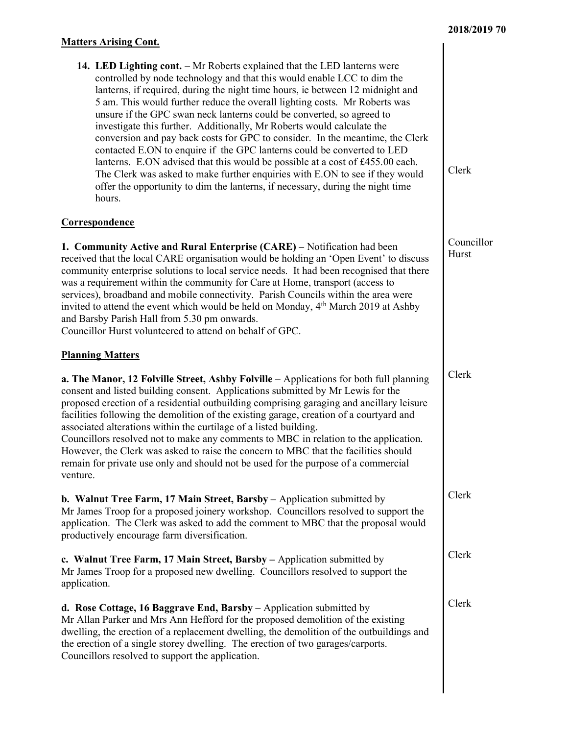**Matters Arising Cont.**

14. **LED Lighting cont. –** Mr Roberts explained that the LED lanterns were controlled by node technology and that this would enable LCC to dim the lanterns, if required, during the night time hours, ie between 12 midnight and 5 am. This would further reduce the overall lighting costs. Mr Roberts was unsure if the GPC swan neck lanterns could be converted, so agreed to investigate this further. Additionally, Mr Roberts would calculate the conversion and pay back costs for GPC to consider. In the meantime, the Clerk contacted E.ON to enquire if the GPC lanterns could be converted to LED lanterns. E.ON advised that this would be possible at a cost of £455.00 each. The Clerk was asked to make further enquiries with E.ON to see if they would offer the opportunity to dim the lanterns, if necessary, during the night time hours. — Clerk

**Correspondence**

**1. Community Active and Rural Enterprise (CARE) –** Notification had been received that the local CARE organisation would be holding an 'Open Event' to discuss community enterprise solutions to local service needs. It had been recognised that there was a requirement within the community for Care at Home, transport (access to services), broadband and mobile connectivity. Parish Councils within the area were invited to attend the event which would be held on Monday, 4th March 2019 at Ashby and Barsby Parish Hall from 5.30 pm onwards.
Councillor Hurst volunteered to attend on behalf of GPC. — Councillor Hurst

**Planning Matters**

**a. The Manor, 12 Folville Street, Ashby Folville –** Applications for both full planning consent and listed building consent. Applications submitted by Mr Lewis for the proposed erection of a residential outbuilding comprising garaging and ancillary leisure facilities following the demolition of the existing garage, creation of a courtyard and associated alterations within the curtilage of a listed building.
Councillors resolved not to make any comments to MBC in relation to the application. However, the Clerk was asked to raise the concern to MBC that the facilities should remain for private use only and should not be used for the purpose of a commercial venture. — Clerk

**b. Walnut Tree Farm, 17 Main Street, Barsby –** Application submitted by Mr James Troop for a proposed joinery workshop. Councillors resolved to support the application. The Clerk was asked to add the comment to MBC that the proposal would productively encourage farm diversification. — Clerk

**c. Walnut Tree Farm, 17 Main Street, Barsby –** Application submitted by Mr James Troop for a proposed new dwelling. Councillors resolved to support the application. — Clerk

**d. Rose Cottage, 16 Baggrave End, Barsby –** Application submitted by Mr Allan Parker and Mrs Ann Hefford for the proposed demolition of the existing dwelling, the erection of a replacement dwelling, the demolition of the outbuildings and the erection of a single storey dwelling. The erection of two garages/carports. Councillors resolved to support the application. — Clerk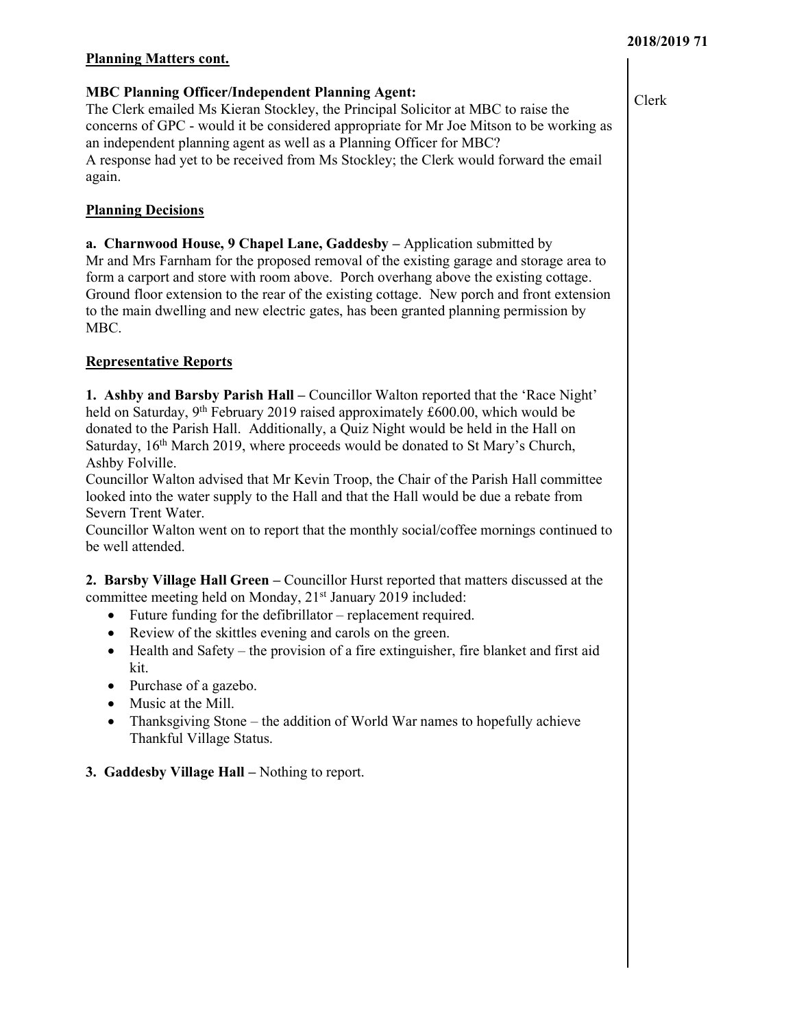**Planning Matters cont.**

**MBC Planning Officer/Independent Planning Agent:**
The Clerk emailed Ms Kieran Stockley, the Principal Solicitor at MBC to raise the concerns of GPC - would it be considered appropriate for Mr Joe Mitson to be working as an independent planning agent as well as a Planning Officer for MBC?
A response had yet to be received from Ms Stockley; the Clerk would forward the email again.

Clerk

**Planning Decisions**

**a. Charnwood House, 9 Chapel Lane, Gaddesby –** Application submitted by Mr and Mrs Farnham for the proposed removal of the existing garage and storage area to form a carport and store with room above. Porch overhang above the existing cottage. Ground floor extension to the rear of the existing cottage. New porch and front extension to the main dwelling and new electric gates, has been granted planning permission by MBC.

**Representative Reports**

**1. Ashby and Barsby Parish Hall –** Councillor Walton reported that the 'Race Night' held on Saturday, 9th February 2019 raised approximately £600.00, which would be donated to the Parish Hall. Additionally, a Quiz Night would be held in the Hall on Saturday, 16th March 2019, where proceeds would be donated to St Mary's Church, Ashby Folville.
Councillor Walton advised that Mr Kevin Troop, the Chair of the Parish Hall committee looked into the water supply to the Hall and that the Hall would be due a rebate from Severn Trent Water.
Councillor Walton went on to report that the monthly social/coffee mornings continued to be well attended.

**2. Barsby Village Hall Green –** Councillor Hurst reported that matters discussed at the committee meeting held on Monday, 21st January 2019 included:

- Future funding for the defibrillator – replacement required.
- Review of the skittles evening and carols on the green.
- Health and Safety – the provision of a fire extinguisher, fire blanket and first aid kit.
- Purchase of a gazebo.
- Music at the Mill.
- Thanksgiving Stone – the addition of World War names to hopefully achieve Thankful Village Status.

**3. Gaddesby Village Hall –** Nothing to report.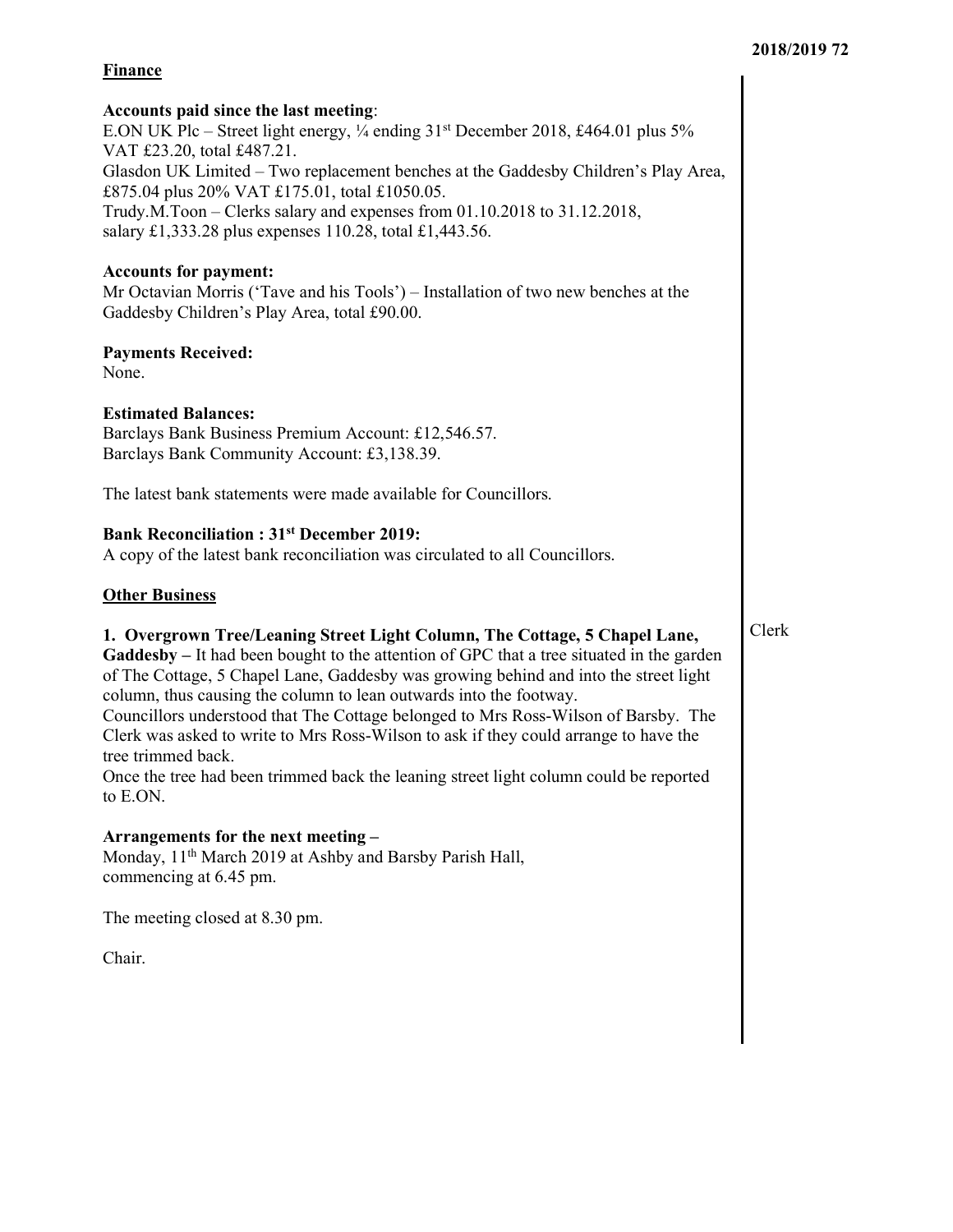**Finance**

**Accounts paid since the last meeting**:
E.ON UK Plc – Street light energy, ¼ ending 31st December 2018, £464.01 plus 5% VAT £23.20, total £487.21.
Glasdon UK Limited – Two replacement benches at the Gaddesby Children's Play Area, £875.04 plus 20% VAT £175.01, total £1050.05.
Trudy.M.Toon – Clerks salary and expenses from 01.10.2018 to 31.12.2018, salary £1,333.28 plus expenses 110.28, total £1,443.56.

**Accounts for payment:**
Mr Octavian Morris ('Tave and his Tools') – Installation of two new benches at the Gaddesby Children's Play Area, total £90.00.

**Payments Received:**
None.

**Estimated Balances:**
Barclays Bank Business Premium Account: £12,546.57.
Barclays Bank Community Account: £3,138.39.

The latest bank statements were made available for Councillors.

**Bank Reconciliation : 31st December 2019:**
A copy of the latest bank reconciliation was circulated to all Councillors.

**Other Business**

**1. Overgrown Tree/Leaning Street Light Column, The Cottage, 5 Chapel Lane, Gaddesby –** It had been bought to the attention of GPC that a tree situated in the garden of The Cottage, 5 Chapel Lane, Gaddesby was growing behind and into the street light column, thus causing the column to lean outwards into the footway.
Councillors understood that The Cottage belonged to Mrs Ross-Wilson of Barsby. The Clerk was asked to write to Mrs Ross-Wilson to ask if they could arrange to have the tree trimmed back.
Once the tree had been trimmed back the leaning street light column could be reported to E.ON.

Clerk

**Arrangements for the next meeting –**
Monday, 11th March 2019 at Ashby and Barsby Parish Hall, commencing at 6.45 pm.

The meeting closed at 8.30 pm.

Chair.